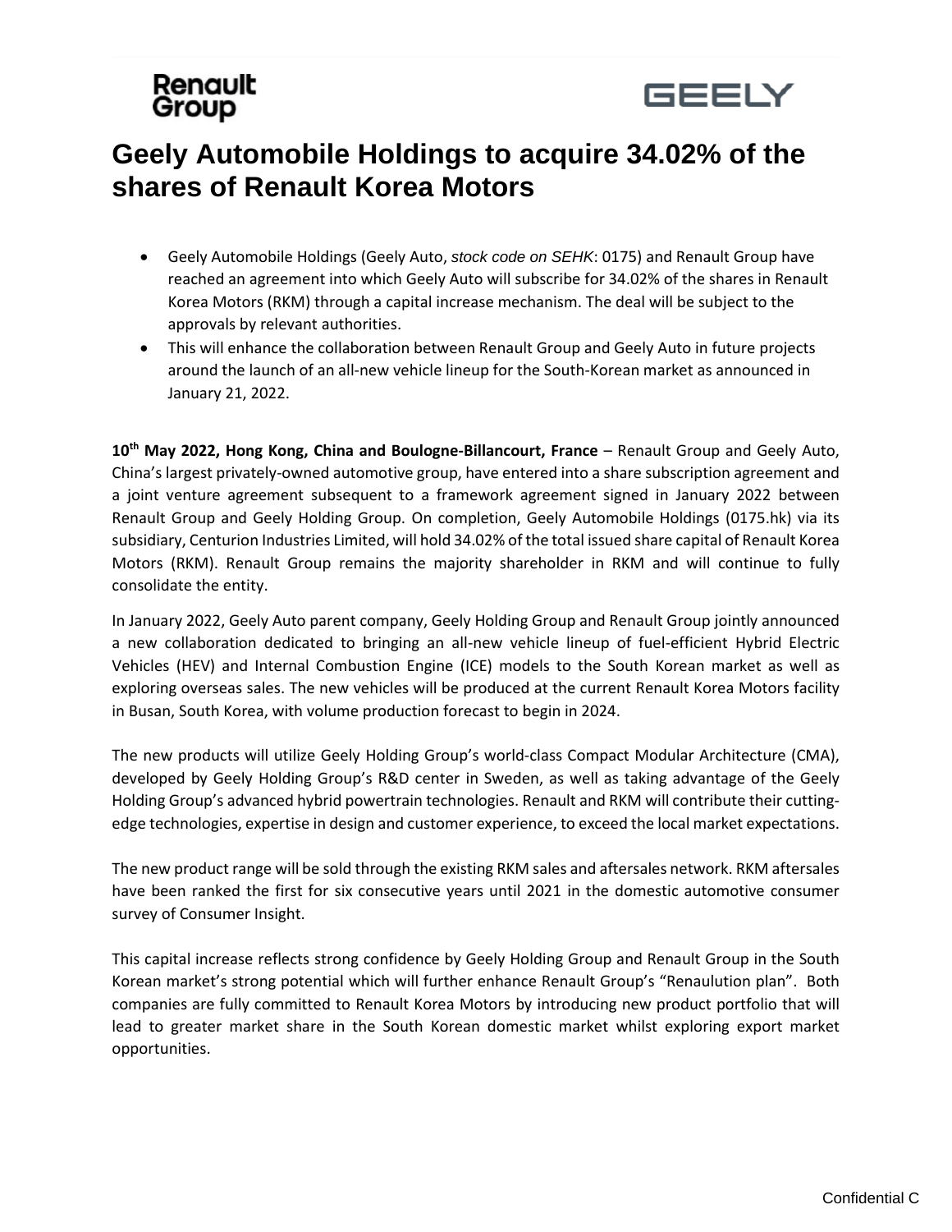# Geely Automobile Holdings to acquire 34.02% of the shares of Renault Korea Motors

- Geely Automobile Holdings (Geely Auto, *stock code on SEHK*: 0175) and Renault Group have reached an agreement into which Geely Auto will subscribe for 34.02% of the shares in Renault Korea Motors (RKM) through a capital increase mechanism. The deal will be subject to the approvals by relevant authorities.
- This will enhance the collaboration between Renault Group and Geely Auto in future projects around the launch of an all-new vehicle lineup for the South-Korean market as announced in January 21, 2022.

**10th May 2022, Hong Kong, China and Boulogne-Billancourt, France** – Renault Group and Geely Auto, China's largest privately-owned automotive group, have entered into a share subscription agreement and a joint venture agreement subsequent to a framework agreement signed in January 2022 between Renault Group and Geely Holding Group. On completion, Geely Automobile Holdings (0175.hk) via its subsidiary, Centurion Industries Limited, will hold 34.02% of the total issued share capital of Renault Korea Motors (RKM). Renault Group remains the majority shareholder in RKM and will continue to fully consolidate the entity.

In January 2022, Geely Auto parent company, Geely Holding Group and Renault Group jointly announced a new collaboration dedicated to bringing an all-new vehicle lineup of fuel-efficient Hybrid Electric Vehicles (HEV) and Internal Combustion Engine (ICE) models to the South Korean market as well as exploring overseas sales. The new vehicles will be produced at the current Renault Korea Motors facility in Busan, South Korea, with volume production forecast to begin in 2024.

The new products will utilize Geely Holding Group's world-class Compact Modular Architecture (CMA), developed by Geely Holding Group's R&D center in Sweden, as well as taking advantage of the Geely Holding Group's advanced hybrid powertrain technologies. Renault and RKM will contribute their cutting-edge technologies, expertise in design and customer experience, to exceed the local market expectations.

The new product range will be sold through the existing RKM sales and aftersales network. RKM aftersales have been ranked the first for six consecutive years until 2021 in the domestic automotive consumer survey of Consumer Insight.

This capital increase reflects strong confidence by Geely Holding Group and Renault Group in the South Korean market's strong potential which will further enhance Renault Group's "Renaulution plan". Both companies are fully committed to Renault Korea Motors by introducing new product portfolio that will lead to greater market share in the South Korean domestic market whilst exploring export market opportunities.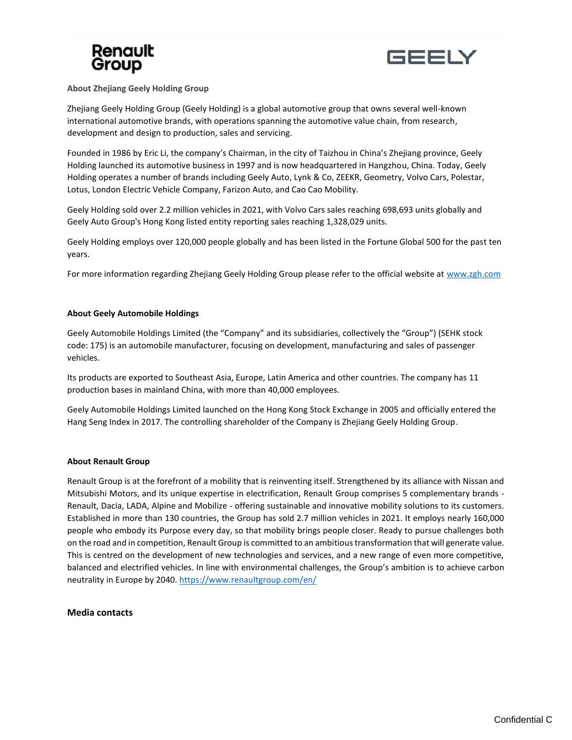**About Zhejiang Geely Holding Group**

Zhejiang Geely Holding Group (Geely Holding) is a global automotive group that owns several well-known international automotive brands, with operations spanning the automotive value chain, from research, development and design to production, sales and servicing.

Founded in 1986 by Eric Li, the company's Chairman, in the city of Taizhou in China's Zhejiang province, Geely Holding launched its automotive business in 1997 and is now headquartered in Hangzhou, China. Today, Geely Holding operates a number of brands including Geely Auto, Lynk & Co, ZEEKR, Geometry, Volvo Cars, Polestar, Lotus, London Electric Vehicle Company, Farizon Auto, and Cao Cao Mobility.

Geely Holding sold over 2.2 million vehicles in 2021, with Volvo Cars sales reaching 698,693 units globally and Geely Auto Group's Hong Kong listed entity reporting sales reaching 1,328,029 units.

Geely Holding employs over 120,000 people globally and has been listed in the Fortune Global 500 for the past ten years.

For more information regarding Zhejiang Geely Holding Group please refer to the official website at www.zgh.com

**About Geely Automobile Holdings**

Geely Automobile Holdings Limited (the "Company" and its subsidiaries, collectively the "Group") (SEHK stock code: 175) is an automobile manufacturer, focusing on development, manufacturing and sales of passenger vehicles.

Its products are exported to Southeast Asia, Europe, Latin America and other countries. The company has 11 production bases in mainland China, with more than 40,000 employees.

Geely Automobile Holdings Limited launched on the Hong Kong Stock Exchange in 2005 and officially entered the Hang Seng Index in 2017. The controlling shareholder of the Company is Zhejiang Geely Holding Group.

**About Renault Group**

Renault Group is at the forefront of a mobility that is reinventing itself. Strengthened by its alliance with Nissan and Mitsubishi Motors, and its unique expertise in electrification, Renault Group comprises 5 complementary brands - Renault, Dacia, LADA, Alpine and Mobilize - offering sustainable and innovative mobility solutions to its customers. Established in more than 130 countries, the Group has sold 2.7 million vehicles in 2021. It employs nearly 160,000 people who embody its Purpose every day, so that mobility brings people closer. Ready to pursue challenges both on the road and in competition, Renault Group is committed to an ambitious transformation that will generate value. This is centred on the development of new technologies and services, and a new range of even more competitive, balanced and electrified vehicles. In line with environmental challenges, the Group's ambition is to achieve carbon neutrality in Europe by 2040. https://www.renaultgroup.com/en/

**Media contacts**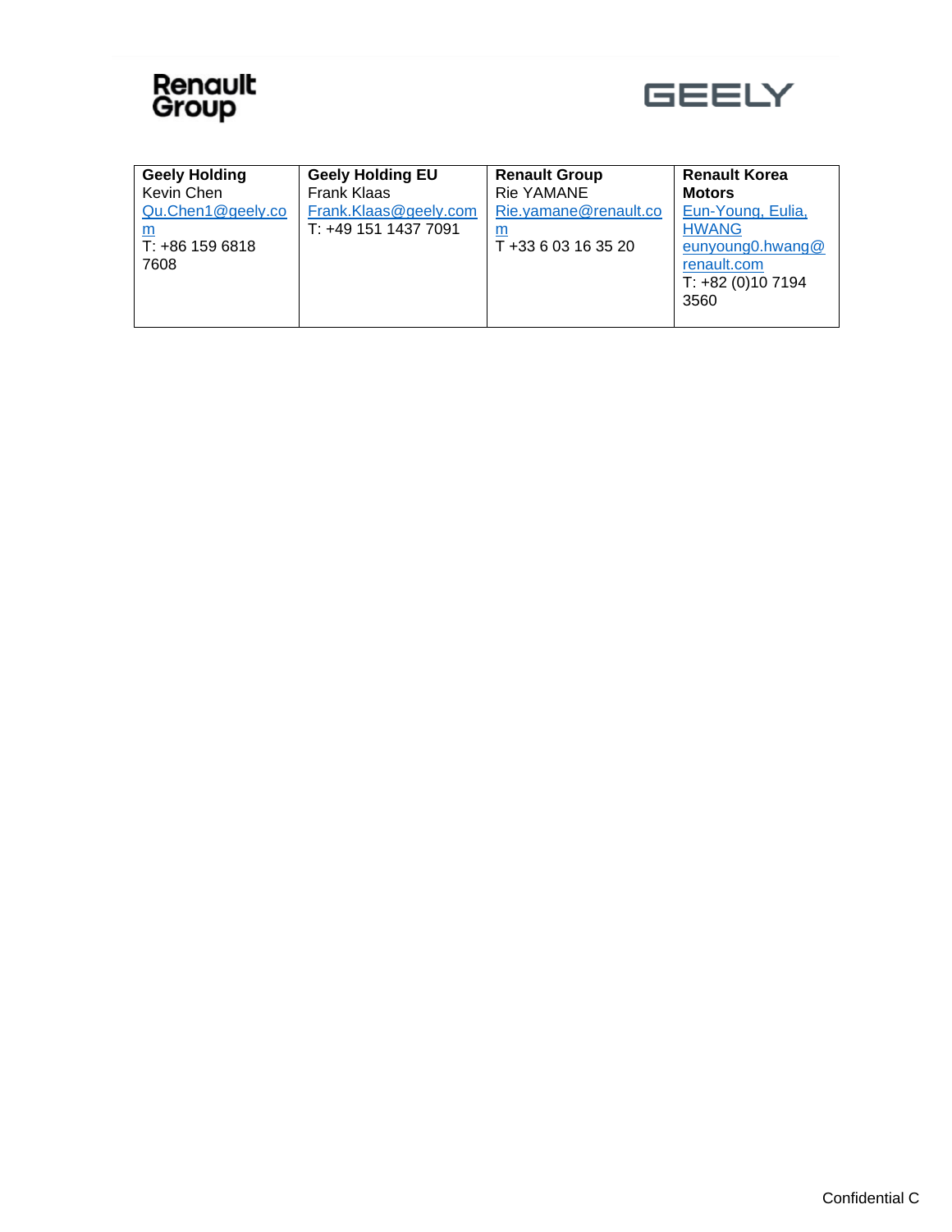| | | | |
|---|---|---|---|
| **Geely Holding**<br>Kevin Chen<br>Qu.Chen1@geely.com<br>T: +86 159 6818 7608 | **Geely Holding EU**<br>Frank Klaas<br>Frank.Klaas@geely.com<br>T: +49 151 1437 7091 | **Renault Group**<br>Rie YAMANE<br>Rie.yamane@renault.com<br>T +33 6 03 16 35 20 | **Renault Korea Motors**<br>Eun-Young, Eulia, HWANG<br>eunyoung0.hwang@renault.com<br>T: +82 (0)10 7194 3560 |

Confidential C